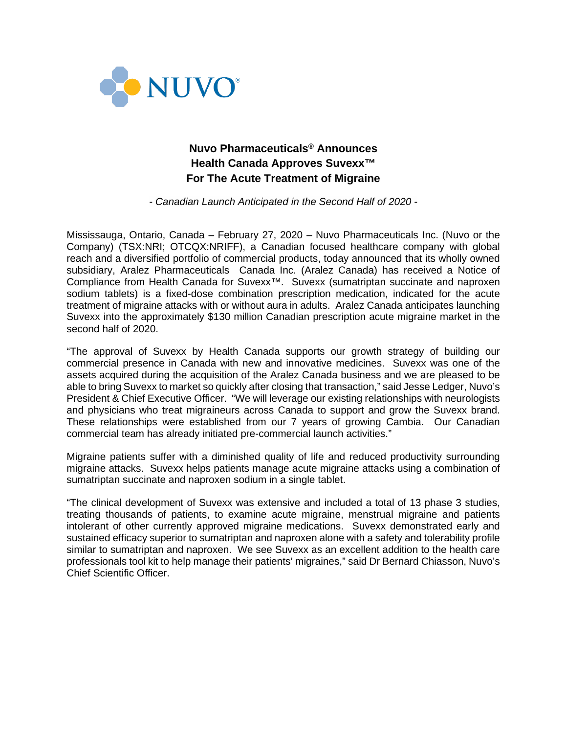NUVO®

# Nuvo Pharmaceuticals® Announces Health Canada Approves Suvexx™ For The Acute Treatment of Migraine

*- Canadian Launch Anticipated in the Second Half of 2020 -*

Mississauga, Ontario, Canada – February 27, 2020 – Nuvo Pharmaceuticals Inc. (Nuvo or the Company) (TSX:NRI; OTCQX:NRIFF), a Canadian focused healthcare company with global reach and a diversified portfolio of commercial products, today announced that its wholly owned subsidiary, Aralez Pharmaceuticals Canada Inc. (Aralez Canada) has received a Notice of Compliance from Health Canada for Suvexx™. Suvexx (sumatriptan succinate and naproxen sodium tablets) is a fixed-dose combination prescription medication, indicated for the acute treatment of migraine attacks with or without aura in adults. Aralez Canada anticipates launching Suvexx into the approximately $130 million Canadian prescription acute migraine market in the second half of 2020.

"The approval of Suvexx by Health Canada supports our growth strategy of building our commercial presence in Canada with new and innovative medicines. Suvexx was one of the assets acquired during the acquisition of the Aralez Canada business and we are pleased to be able to bring Suvexx to market so quickly after closing that transaction," said Jesse Ledger, Nuvo's President & Chief Executive Officer. "We will leverage our existing relationships with neurologists and physicians who treat migraineurs across Canada to support and grow the Suvexx brand. These relationships were established from our 7 years of growing Cambia. Our Canadian commercial team has already initiated pre-commercial launch activities."

Migraine patients suffer with a diminished quality of life and reduced productivity surrounding migraine attacks. Suvexx helps patients manage acute migraine attacks using a combination of sumatriptan succinate and naproxen sodium in a single tablet.

"The clinical development of Suvexx was extensive and included a total of 13 phase 3 studies, treating thousands of patients, to examine acute migraine, menstrual migraine and patients intolerant of other currently approved migraine medications. Suvexx demonstrated early and sustained efficacy superior to sumatriptan and naproxen alone with a safety and tolerability profile similar to sumatriptan and naproxen. We see Suvexx as an excellent addition to the health care professionals tool kit to help manage their patients' migraines," said Dr Bernard Chiasson, Nuvo's Chief Scientific Officer.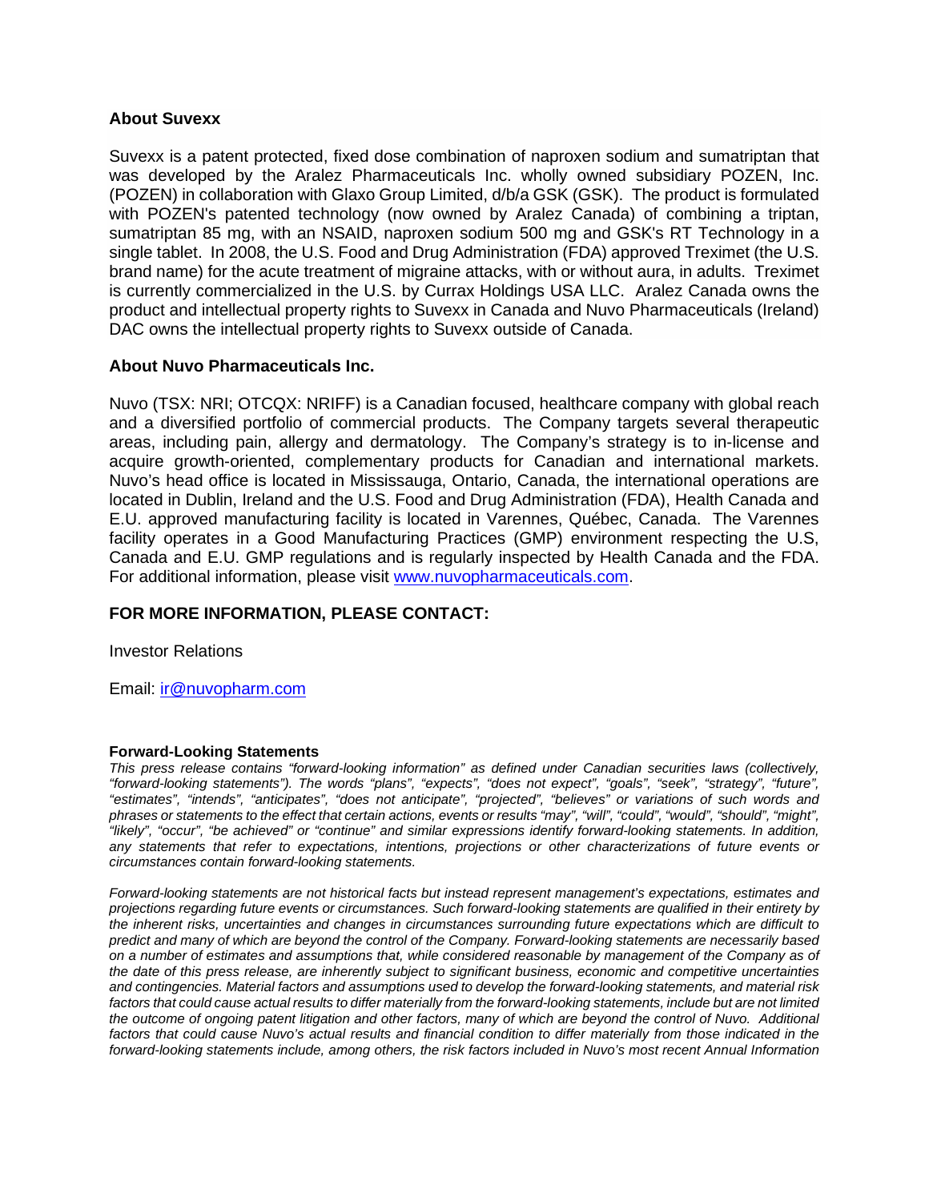### About Suvexx

Suvexx is a patent protected, fixed dose combination of naproxen sodium and sumatriptan that was developed by the Aralez Pharmaceuticals Inc. wholly owned subsidiary POZEN, Inc. (POZEN) in collaboration with Glaxo Group Limited, d/b/a GSK (GSK). The product is formulated with POZEN's patented technology (now owned by Aralez Canada) of combining a triptan, sumatriptan 85 mg, with an NSAID, naproxen sodium 500 mg and GSK's RT Technology in a single tablet. In 2008, the U.S. Food and Drug Administration (FDA) approved Treximet (the U.S. brand name) for the acute treatment of migraine attacks, with or without aura, in adults. Treximet is currently commercialized in the U.S. by Currax Holdings USA LLC. Aralez Canada owns the product and intellectual property rights to Suvexx in Canada and Nuvo Pharmaceuticals (Ireland) DAC owns the intellectual property rights to Suvexx outside of Canada.

### About Nuvo Pharmaceuticals Inc.

Nuvo (TSX: NRI; OTCQX: NRIFF) is a Canadian focused, healthcare company with global reach and a diversified portfolio of commercial products. The Company targets several therapeutic areas, including pain, allergy and dermatology. The Company's strategy is to in-license and acquire growth-oriented, complementary products for Canadian and international markets. Nuvo's head office is located in Mississauga, Ontario, Canada, the international operations are located in Dublin, Ireland and the U.S. Food and Drug Administration (FDA), Health Canada and E.U. approved manufacturing facility is located in Varennes, Québec, Canada. The Varennes facility operates in a Good Manufacturing Practices (GMP) environment respecting the U.S, Canada and E.U. GMP regulations and is regularly inspected by Health Canada and the FDA. For additional information, please visit [www.nuvopharmaceuticals.com](http://www.nuvopharmaceuticals.com).

### FOR MORE INFORMATION, PLEASE CONTACT:

Investor Relations

Email: [ir@nuvopharm.com](mailto:ir@nuvopharm.com)

**Forward-Looking Statements**

*This press release contains "forward-looking information" as defined under Canadian securities laws (collectively, "forward-looking statements"). The words "plans", "expects", "does not expect", "goals", "seek", "strategy", "future", "estimates", "intends", "anticipates", "does not anticipate", "projected", "believes" or variations of such words and phrases or statements to the effect that certain actions, events or results "may", "will", "could", "would", "should", "might", "likely", "occur", "be achieved" or "continue" and similar expressions identify forward-looking statements. In addition, any statements that refer to expectations, intentions, projections or other characterizations of future events or circumstances contain forward-looking statements.*

*Forward-looking statements are not historical facts but instead represent management's expectations, estimates and projections regarding future events or circumstances. Such forward-looking statements are qualified in their entirety by the inherent risks, uncertainties and changes in circumstances surrounding future expectations which are difficult to predict and many of which are beyond the control of the Company. Forward-looking statements are necessarily based on a number of estimates and assumptions that, while considered reasonable by management of the Company as of the date of this press release, are inherently subject to significant business, economic and competitive uncertainties and contingencies. Material factors and assumptions used to develop the forward-looking statements, and material risk factors that could cause actual results to differ materially from the forward-looking statements, include but are not limited the outcome of ongoing patent litigation and other factors, many of which are beyond the control of Nuvo. Additional factors that could cause Nuvo's actual results and financial condition to differ materially from those indicated in the forward-looking statements include, among others, the risk factors included in Nuvo's most recent Annual Information*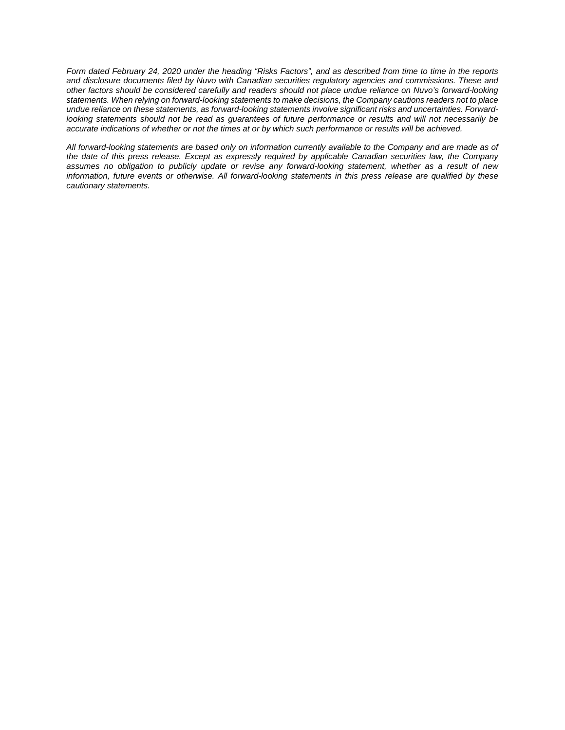*Form dated February 24, 2020 under the heading "Risks Factors", and as described from time to time in the reports and disclosure documents filed by Nuvo with Canadian securities regulatory agencies and commissions. These and other factors should be considered carefully and readers should not place undue reliance on Nuvo's forward-looking statements. When relying on forward-looking statements to make decisions, the Company cautions readers not to place undue reliance on these statements, as forward-looking statements involve significant risks and uncertainties. Forward-looking statements should not be read as guarantees of future performance or results and will not necessarily be accurate indications of whether or not the times at or by which such performance or results will be achieved.*

*All forward-looking statements are based only on information currently available to the Company and are made as of the date of this press release. Except as expressly required by applicable Canadian securities law, the Company assumes no obligation to publicly update or revise any forward-looking statement, whether as a result of new information, future events or otherwise. All forward-looking statements in this press release are qualified by these cautionary statements.*